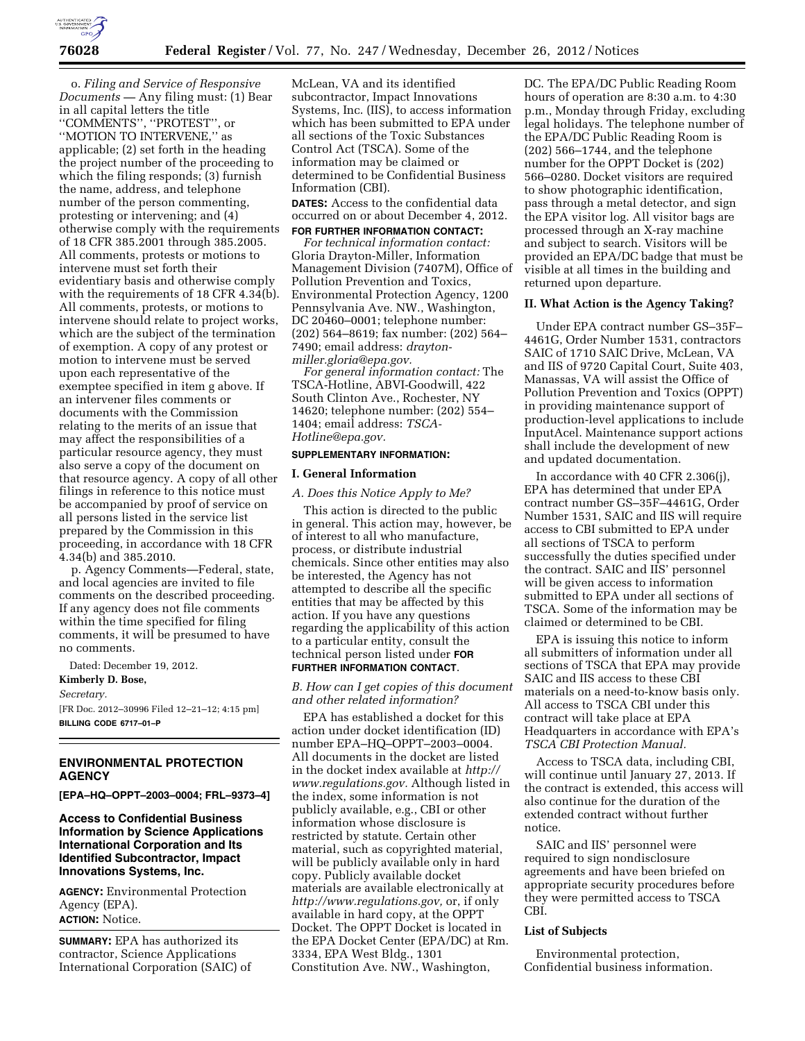o. *Filing and Service of Responsive Documents* — Any filing must: (1) Bear in all capital letters the title ''COMMENTS'', ''PROTEST'', or ''MOTION TO INTERVENE,'' as applicable; (2) set forth in the heading the project number of the proceeding to which the filing responds; (3) furnish the name, address, and telephone number of the person commenting, protesting or intervening; and (4) otherwise comply with the requirements of 18 CFR 385.2001 through 385.2005. All comments, protests or motions to intervene must set forth their evidentiary basis and otherwise comply with the requirements of 18 CFR 4.34(b). All comments, protests, or motions to intervene should relate to project works, which are the subject of the termination of exemption. A copy of any protest or motion to intervene must be served upon each representative of the exemptee specified in item g above. If an intervener files comments or documents with the Commission relating to the merits of an issue that may affect the responsibilities of a particular resource agency, they must also serve a copy of the document on that resource agency. A copy of all other filings in reference to this notice must be accompanied by proof of service on all persons listed in the service list prepared by the Commission in this proceeding, in accordance with 18 CFR 4.34(b) and 385.2010.

p. Agency Comments—Federal, state, and local agencies are invited to file comments on the described proceeding. If any agency does not file comments within the time specified for filing comments, it will be presumed to have no comments.

Dated: December 19, 2012.

**Kimberly D. Bose,**

*Secretary.*

[FR Doc. 2012–30996 Filed 12–21–12; 4:15 pm]

**BILLING CODE 6717–01–P**

## ENVIRONMENTAL PROTECTION AGENCY

**[EPA–HQ–OPPT–2003–0004; FRL–9373–4]**

### Access to Confidential Business Information by Science Applications International Corporation and Its Identified Subcontractor, Impact Innovations Systems, Inc.

**AGENCY:** Environmental Protection Agency (EPA).

**ACTION:** Notice.

**SUMMARY:** EPA has authorized its contractor, Science Applications International Corporation (SAIC) of McLean, VA and its identified subcontractor, Impact Innovations Systems, Inc. (IIS), to access information which has been submitted to EPA under all sections of the Toxic Substances Control Act (TSCA). Some of the information may be claimed or determined to be Confidential Business Information (CBI).

**DATES:** Access to the confidential data occurred on or about December 4, 2012.

**FOR FURTHER INFORMATION CONTACT:**

*For technical information contact:* Gloria Drayton-Miller, Information Management Division (7407M), Office of Pollution Prevention and Toxics, Environmental Protection Agency, 1200 Pennsylvania Ave. NW., Washington, DC 20460–0001; telephone number: (202) 564–8619; fax number: (202) 564–7490; email address: *drayton-miller.gloria@epa.gov.*

*For general information contact:* The TSCA-Hotline, ABVI-Goodwill, 422 South Clinton Ave., Rochester, NY 14620; telephone number: (202) 554–1404; email address: *TSCA-Hotline@epa.gov.*

**SUPPLEMENTARY INFORMATION:**

### I. General Information

*A. Does this Notice Apply to Me?*

This action is directed to the public in general. This action may, however, be of interest to all who manufacture, process, or distribute industrial chemicals. Since other entities may also be interested, the Agency has not attempted to describe all the specific entities that may be affected by this action. If you have any questions regarding the applicability of this action to a particular entity, consult the technical person listed under **FOR FURTHER INFORMATION CONTACT**.

*B. How can I get copies of this document and other related information?*

EPA has established a docket for this action under docket identification (ID) number EPA–HQ–OPPT–2003–0004. All documents in the docket are listed in the docket index available at *http://www.regulations.gov.* Although listed in the index, some information is not publicly available, e.g., CBI or other information whose disclosure is restricted by statute. Certain other material, such as copyrighted material, will be publicly available only in hard copy. Publicly available docket materials are available electronically at *http://www.regulations.gov,* or, if only available in hard copy, at the OPPT Docket. The OPPT Docket is located in the EPA Docket Center (EPA/DC) at Rm. 3334, EPA West Bldg., 1301 Constitution Ave. NW., Washington, DC. The EPA/DC Public Reading Room hours of operation are 8:30 a.m. to 4:30 p.m., Monday through Friday, excluding legal holidays. The telephone number of the EPA/DC Public Reading Room is (202) 566–1744, and the telephone number for the OPPT Docket is (202) 566–0280. Docket visitors are required to show photographic identification, pass through a metal detector, and sign the EPA visitor log. All visitor bags are processed through an X-ray machine and subject to search. Visitors will be provided an EPA/DC badge that must be visible at all times in the building and returned upon departure.

### II. What Action is the Agency Taking?

Under EPA contract number GS–35F–4461G, Order Number 1531, contractors SAIC of 1710 SAIC Drive, McLean, VA and IIS of 9720 Capital Court, Suite 403, Manassas, VA will assist the Office of Pollution Prevention and Toxics (OPPT) in providing maintenance support of production-level applications to include InputAcel. Maintenance support actions shall include the development of new and updated documentation.

In accordance with 40 CFR 2.306(j), EPA has determined that under EPA contract number GS–35F–4461G, Order Number 1531, SAIC and IIS will require access to CBI submitted to EPA under all sections of TSCA to perform successfully the duties specified under the contract. SAIC and IIS' personnel will be given access to information submitted to EPA under all sections of TSCA. Some of the information may be claimed or determined to be CBI.

EPA is issuing this notice to inform all submitters of information under all sections of TSCA that EPA may provide SAIC and IIS access to these CBI materials on a need-to-know basis only. All access to TSCA CBI under this contract will take place at EPA Headquarters in accordance with EPA's *TSCA CBI Protection Manual.*

Access to TSCA data, including CBI, will continue until January 27, 2013. If the contract is extended, this access will also continue for the duration of the extended contract without further notice.

SAIC and IIS' personnel were required to sign nondisclosure agreements and have been briefed on appropriate security procedures before they were permitted access to TSCA CBI.

**List of Subjects**

Environmental protection, Confidential business information.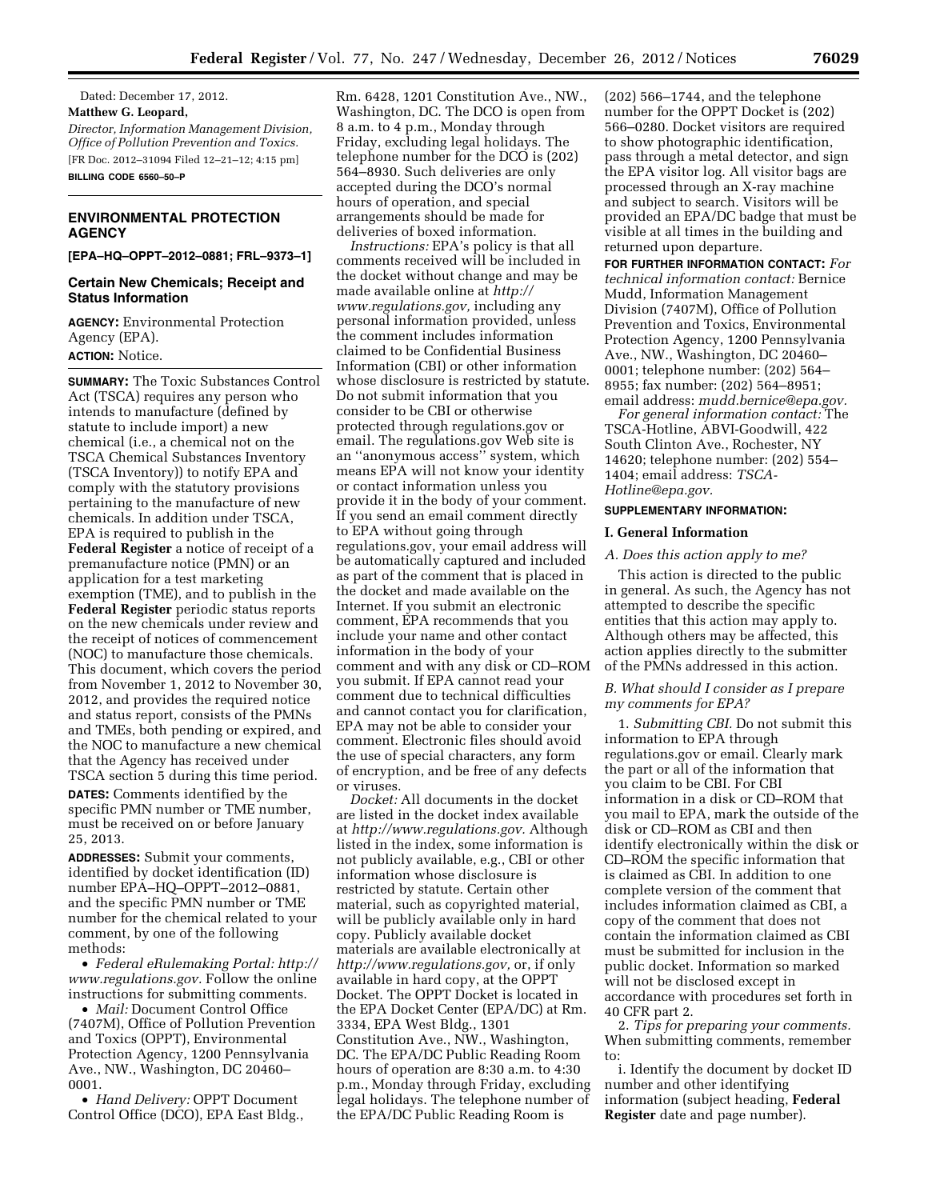Dated: December 17, 2012.

**Matthew G. Leopard,**

*Director, Information Management Division, Office of Pollution Prevention and Toxics.*

[FR Doc. 2012–31094 Filed 12–21–12; 4:15 pm]

**BILLING CODE 6560–50–P**

## ENVIRONMENTAL PROTECTION AGENCY

**[EPA–HQ–OPPT–2012–0881; FRL–9373–1]**

### Certain New Chemicals; Receipt and Status Information

**AGENCY:** Environmental Protection Agency (EPA).

**ACTION:** Notice.

**SUMMARY:** The Toxic Substances Control Act (TSCA) requires any person who intends to manufacture (defined by statute to include import) a new chemical (i.e., a chemical not on the TSCA Chemical Substances Inventory (TSCA Inventory)) to notify EPA and comply with the statutory provisions pertaining to the manufacture of new chemicals. In addition under TSCA, EPA is required to publish in the **Federal Register** a notice of receipt of a premanufacture notice (PMN) or an application for a test marketing exemption (TME), and to publish in the **Federal Register** periodic status reports on the new chemicals under review and the receipt of notices of commencement (NOC) to manufacture those chemicals. This document, which covers the period from November 1, 2012 to November 30, 2012, and provides the required notice and status report, consists of the PMNs and TMEs, both pending or expired, and the NOC to manufacture a new chemical that the Agency has received under TSCA section 5 during this time period.

**DATES:** Comments identified by the specific PMN number or TME number, must be received on or before January 25, 2013.

**ADDRESSES:** Submit your comments, identified by docket identification (ID) number EPA–HQ–OPPT–2012–0881, and the specific PMN number or TME number for the chemical related to your comment, by one of the following methods:

- *Federal eRulemaking Portal: http://www.regulations.gov.* Follow the online instructions for submitting comments.
- *Mail:* Document Control Office (7407M), Office of Pollution Prevention and Toxics (OPPT), Environmental Protection Agency, 1200 Pennsylvania Ave., NW., Washington, DC 20460–0001.
- *Hand Delivery:* OPPT Document Control Office (DCO), EPA East Bldg., Rm. 6428, 1201 Constitution Ave., NW., Washington, DC. The DCO is open from 8 a.m. to 4 p.m., Monday through Friday, excluding legal holidays. The telephone number for the DCO is (202) 564–8930. Such deliveries are only accepted during the DCO's normal hours of operation, and special arrangements should be made for deliveries of boxed information.

*Instructions:* EPA's policy is that all comments received will be included in the docket without change and may be made available online at *http://www.regulations.gov,* including any personal information provided, unless the comment includes information claimed to be Confidential Business Information (CBI) or other information whose disclosure is restricted by statute. Do not submit information that you consider to be CBI or otherwise protected through regulations.gov or email. The regulations.gov Web site is an ''anonymous access'' system, which means EPA will not know your identity or contact information unless you provide it in the body of your comment. If you send an email comment directly to EPA without going through regulations.gov, your email address will be automatically captured and included as part of the comment that is placed in the docket and made available on the Internet. If you submit an electronic comment, EPA recommends that you include your name and other contact information in the body of your comment and with any disk or CD–ROM you submit. If EPA cannot read your comment due to technical difficulties and cannot contact you for clarification, EPA may not be able to consider your comment. Electronic files should avoid the use of special characters, any form of encryption, and be free of any defects or viruses.

*Docket:* All documents in the docket are listed in the docket index available at *http://www.regulations.gov.* Although listed in the index, some information is not publicly available, e.g., CBI or other information whose disclosure is restricted by statute. Certain other material, such as copyrighted material, will be publicly available only in hard copy. Publicly available docket materials are available electronically at *http://www.regulations.gov,* or, if only available in hard copy, at the OPPT Docket. The OPPT Docket is located in the EPA Docket Center (EPA/DC) at Rm. 3334, EPA West Bldg., 1301 Constitution Ave., NW., Washington, DC. The EPA/DC Public Reading Room hours of operation are 8:30 a.m. to 4:30 p.m., Monday through Friday, excluding legal holidays. The telephone number of the EPA/DC Public Reading Room is (202) 566–1744, and the telephone number for the OPPT Docket is (202) 566–0280. Docket visitors are required to show photographic identification, pass through a metal detector, and sign the EPA visitor log. All visitor bags are processed through an X-ray machine and subject to search. Visitors will be provided an EPA/DC badge that must be visible at all times in the building and returned upon departure.

**FOR FURTHER INFORMATION CONTACT:** *For technical information contact:* Bernice Mudd, Information Management Division (7407M), Office of Pollution Prevention and Toxics, Environmental Protection Agency, 1200 Pennsylvania Ave., NW., Washington, DC 20460–0001; telephone number: (202) 564–8955; fax number: (202) 564–8951; email address: *mudd.bernice@epa.gov.*

*For general information contact:* The TSCA-Hotline, ABVI-Goodwill, 422 South Clinton Ave., Rochester, NY 14620; telephone number: (202) 554–1404; email address: *TSCA-Hotline@epa.gov.*

**SUPPLEMENTARY INFORMATION:**

### I. General Information

*A. Does this action apply to me?*

This action is directed to the public in general. As such, the Agency has not attempted to describe the specific entities that this action may apply to. Although others may be affected, this action applies directly to the submitter of the PMNs addressed in this action.

*B. What should I consider as I prepare my comments for EPA?*

1. *Submitting CBI.* Do not submit this information to EPA through regulations.gov or email. Clearly mark the part or all of the information that you claim to be CBI. For CBI information in a disk or CD–ROM that you mail to EPA, mark the outside of the disk or CD–ROM as CBI and then identify electronically within the disk or CD–ROM the specific information that is claimed as CBI. In addition to one complete version of the comment that includes information claimed as CBI, a copy of the comment that does not contain the information claimed as CBI must be submitted for inclusion in the public docket. Information so marked will not be disclosed except in accordance with procedures set forth in 40 CFR part 2.

2. *Tips for preparing your comments.* When submitting comments, remember to:

i. Identify the document by docket ID number and other identifying information (subject heading, **Federal Register** date and page number).